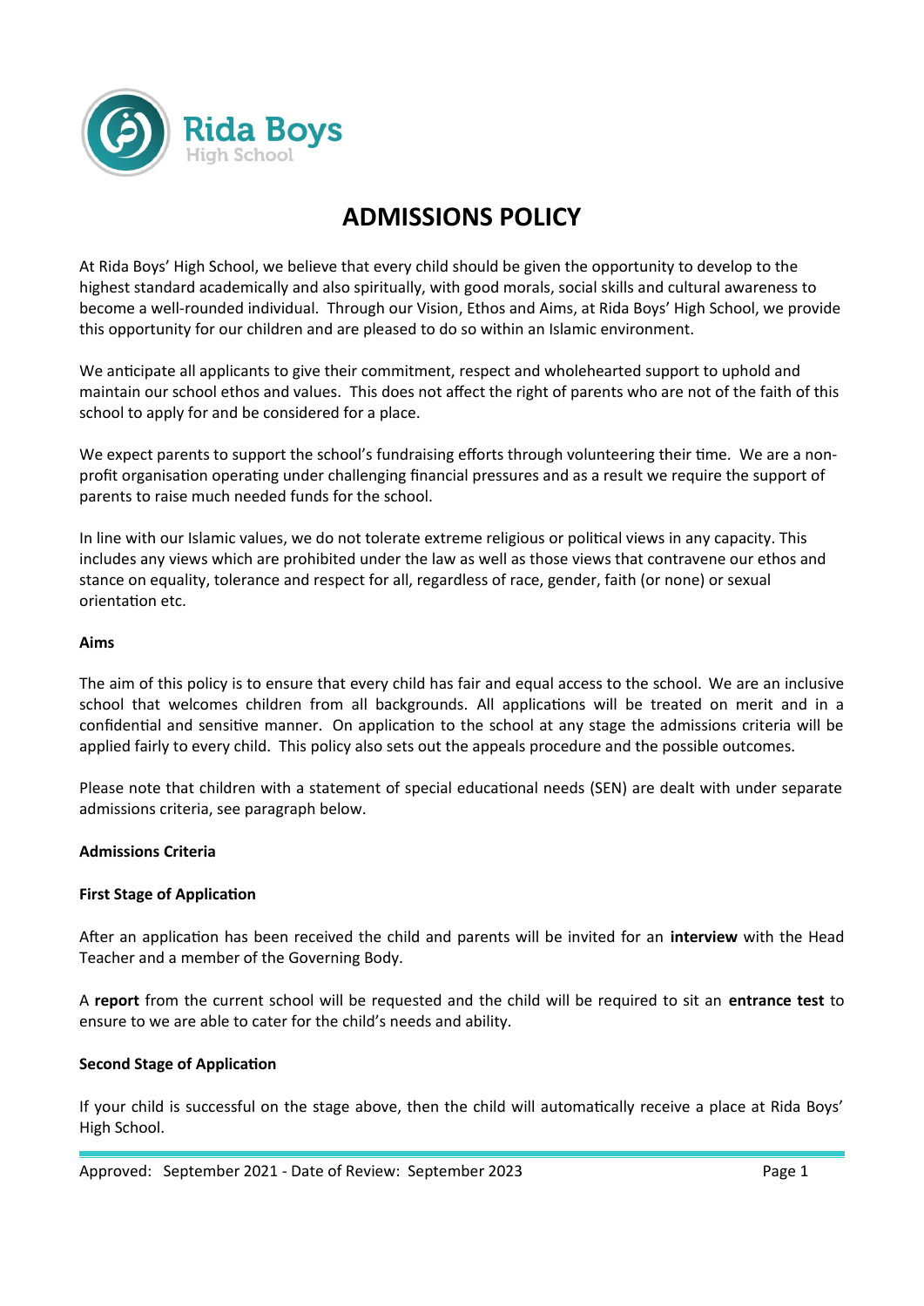Rida Boys High School

# ADMISSIONS POLICY

At Rida Boys' High School, we believe that every child should be given the opportunity to develop to the highest standard academically and also spiritually, with good morals, social skills and cultural awareness to become a well-rounded individual. Through our Vision, Ethos and Aims, at Rida Boys' High School, we provide this opportunity for our children and are pleased to do so within an Islamic environment.

We anticipate all applicants to give their commitment, respect and wholehearted support to uphold and maintain our school ethos and values. This does not affect the right of parents who are not of the faith of this school to apply for and be considered for a place.

We expect parents to support the school's fundraising efforts through volunteering their time. We are a non-profit organisation operating under challenging financial pressures and as a result we require the support of parents to raise much needed funds for the school.

In line with our Islamic values, we do not tolerate extreme religious or political views in any capacity. This includes any views which are prohibited under the law as well as those views that contravene our ethos and stance on equality, tolerance and respect for all, regardless of race, gender, faith (or none) or sexual orientation etc.

**Aims**

The aim of this policy is to ensure that every child has fair and equal access to the school. We are an inclusive school that welcomes children from all backgrounds. All applications will be treated on merit and in a confidential and sensitive manner. On application to the school at any stage the admissions criteria will be applied fairly to every child. This policy also sets out the appeals procedure and the possible outcomes.

Please note that children with a statement of special educational needs (SEN) are dealt with under separate admissions criteria, see paragraph below.

**Admissions Criteria**

**First Stage of Application**

After an application has been received the child and parents will be invited for an **interview** with the Head Teacher and a member of the Governing Body.

A **report** from the current school will be requested and the child will be required to sit an **entrance test** to ensure to we are able to cater for the child's needs and ability.

**Second Stage of Application**

If your child is successful on the stage above, then the child will automatically receive a place at Rida Boys' High School.

Approved: September 2021 - Date of Review: September 2023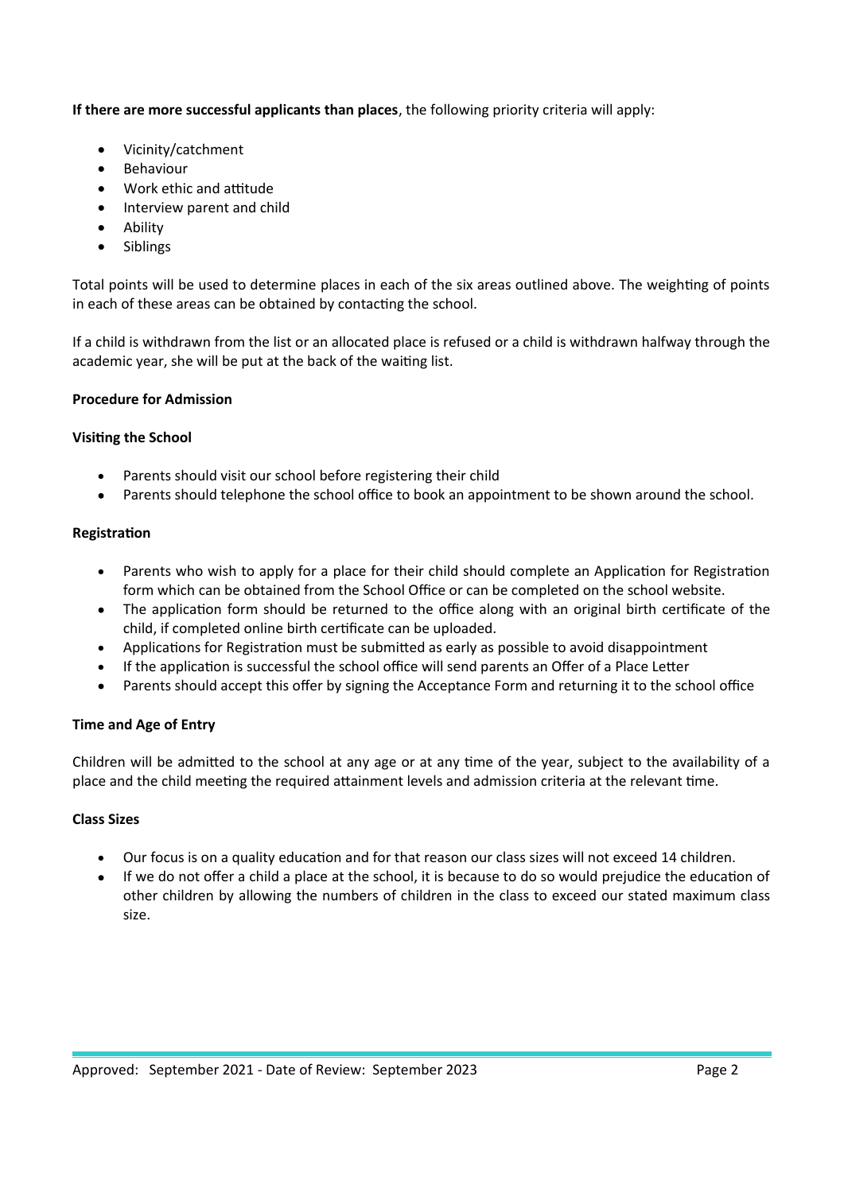**If there are more successful applicants than places**, the following priority criteria will apply:

- Vicinity/catchment
- Behaviour
- Work ethic and attitude
- Interview parent and child
- Ability
- Siblings

Total points will be used to determine places in each of the six areas outlined above. The weighting of points in each of these areas can be obtained by contacting the school.

If a child is withdrawn from the list or an allocated place is refused or a child is withdrawn halfway through the academic year, she will be put at the back of the waiting list.

**Procedure for Admission**

**Visiting the School**

- Parents should visit our school before registering their child
- Parents should telephone the school office to book an appointment to be shown around the school.

**Registration**

- Parents who wish to apply for a place for their child should complete an Application for Registration form which can be obtained from the School Office or can be completed on the school website.
- The application form should be returned to the office along with an original birth certificate of the child, if completed online birth certificate can be uploaded.
- Applications for Registration must be submitted as early as possible to avoid disappointment
- If the application is successful the school office will send parents an Offer of a Place Letter
- Parents should accept this offer by signing the Acceptance Form and returning it to the school office

**Time and Age of Entry**

Children will be admitted to the school at any age or at any time of the year, subject to the availability of a place and the child meeting the required attainment levels and admission criteria at the relevant time.

**Class Sizes**

- Our focus is on a quality education and for that reason our class sizes will not exceed 14 children.
- If we do not offer a child a place at the school, it is because to do so would prejudice the education of other children by allowing the numbers of children in the class to exceed our stated maximum class size.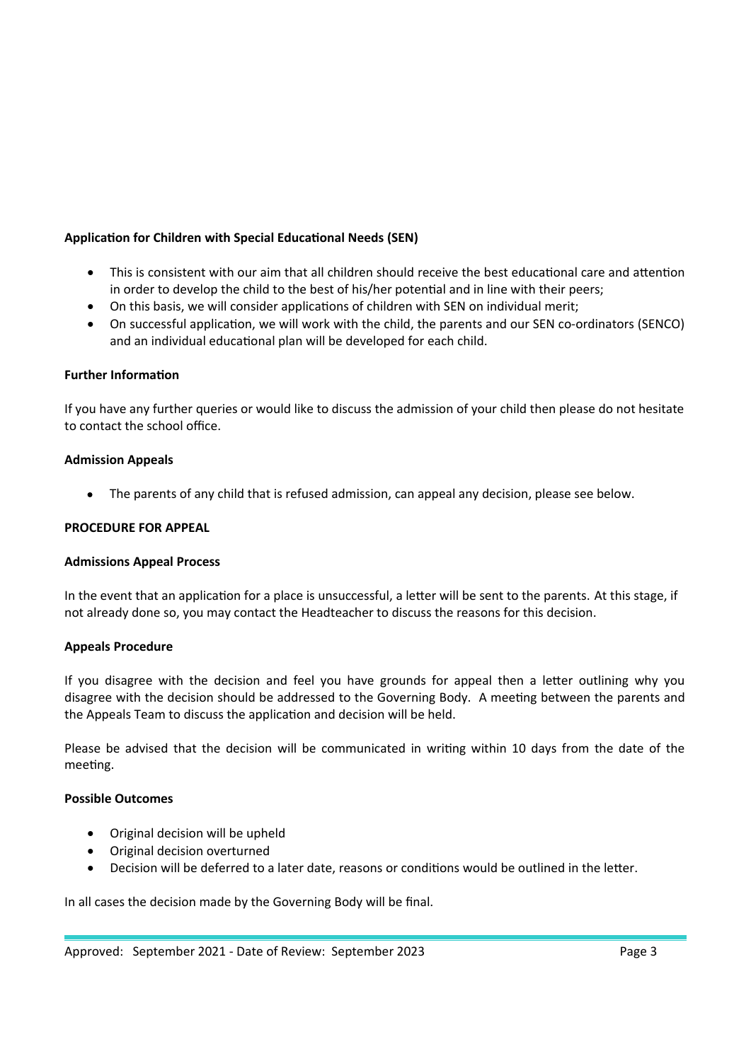**Application for Children with Special Educational Needs (SEN)**

- This is consistent with our aim that all children should receive the best educational care and attention in order to develop the child to the best of his/her potential and in line with their peers;
- On this basis, we will consider applications of children with SEN on individual merit;
- On successful application, we will work with the child, the parents and our SEN co-ordinators (SENCO) and an individual educational plan will be developed for each child.

**Further Information**

If you have any further queries or would like to discuss the admission of your child then please do not hesitate to contact the school office.

**Admission Appeals**

- The parents of any child that is refused admission, can appeal any decision, please see below.

**PROCEDURE FOR APPEAL**

**Admissions Appeal Process**

In the event that an application for a place is unsuccessful, a letter will be sent to the parents. At this stage, if not already done so, you may contact the Headteacher to discuss the reasons for this decision.

**Appeals Procedure**

If you disagree with the decision and feel you have grounds for appeal then a letter outlining why you disagree with the decision should be addressed to the Governing Body. A meeting between the parents and the Appeals Team to discuss the application and decision will be held.

Please be advised that the decision will be communicated in writing within 10 days from the date of the meeting.

**Possible Outcomes**

- Original decision will be upheld
- Original decision overturned
- Decision will be deferred to a later date, reasons or conditions would be outlined in the letter.

In all cases the decision made by the Governing Body will be final.

Approved: September 2021 - Date of Review: September 2023